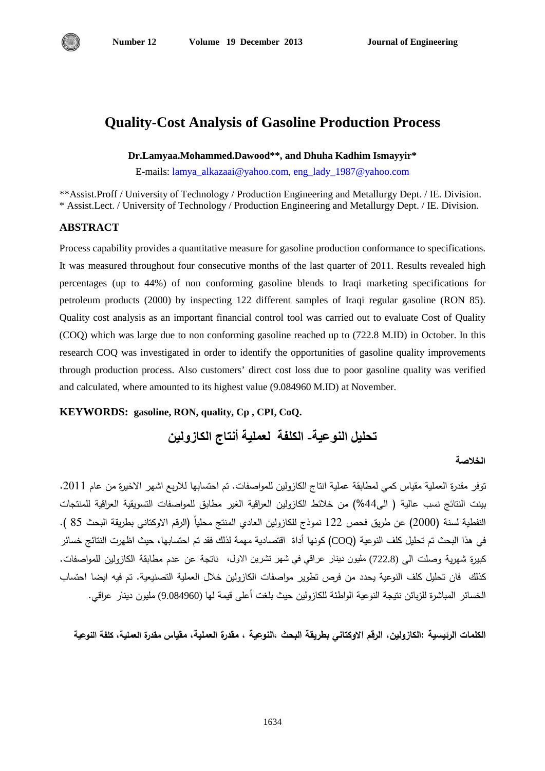# Quality-Cost Analysis of Gasoline Production Process

**Dr.Lamyaa.Mohammed.Dawood\*\*, and Dhuha Kadhim Ismayyir\***

E-mails: lamya_alkazaai@yahoo.com, eng_lady_1987@yahoo.com

\*\*Assist.Proff / University of Technology / Production Engineering and Metallurgy Dept. / IE. Division.
\* Assist.Lect. / University of Technology / Production Engineering and Metallurgy Dept. / IE. Division.

## ABSTRACT

Process capability provides a quantitative measure for gasoline production conformance to specifications. It was measured throughout four consecutive months of the last quarter of 2011. Results revealed high percentages (up to 44%) of non conforming gasoline blends to Iraqi marketing specifications for petroleum products (2000) by inspecting 122 different samples of Iraqi regular gasoline (RON 85). Quality cost analysis as an important financial control tool was carried out to evaluate Cost of Quality (COQ) which was large due to non conforming gasoline reached up to (722.8 M.ID) in October. In this research COQ was investigated in order to identify the opportunities of gasoline quality improvements through production process. Also customers' direct cost loss due to poor gasoline quality was verified and calculated, where amounted to its highest value (9.084960 M.ID) at November.

**KEYWORDS: gasoline, RON, quality, Cp , CPI, CoQ.**

# تحليل النوعية- الكلفة لعملية أنتاج الكازولين

## الخلاصة

توفر مقدرة العملية مقياس كمي لمطابقة عملية انتاج الكازولين للمواصفات. تم احتسابها للاربع اشهر الاخيرة من عام 2011. بينت النتائج نسب عالية ( الى44%) من خلائط الكازولين العراقية الغير مطابق للمواصفات التسويقية العراقية للمنتجات النفطية لسنة (2000) عن طريق فحص 122 نموذج للكازولين العادي المنتج محلياً (الرقم الاوكتاني بطريقة البحث 85 ). في هذا البحث تم تحليل كلف النوعية (COQ) كونها أداة اقتصادية مهمة لذلك فقد تم احتسابها، حيث اظهرت النتائج خسائر كبيرة شهرية وصلت الى (722.8) مليون دينار عراقي في شهر تشرين الاول، ناتجة عن عدم مطابقة الكازولين للمواصفات. كذلك فان تحليل كلف النوعية يحدد من فرص تطوير مواصفات الكازولين خلال العملية التصنيعية. تم فيه ايضا احتساب الخسائر المباشرة للزبائن نتيجة النوعية الواطئة للكازولين حيث بلغت أعلى قيمة لها (9.084960) مليون دينار عراقي.

**الكلمات الرئيسية :الكازولين، الرقم الاوكتاني بطريقة البحث ،النوعية ، مقدرة العملية، مقياس مقدرة العملية، كلفة النوعية**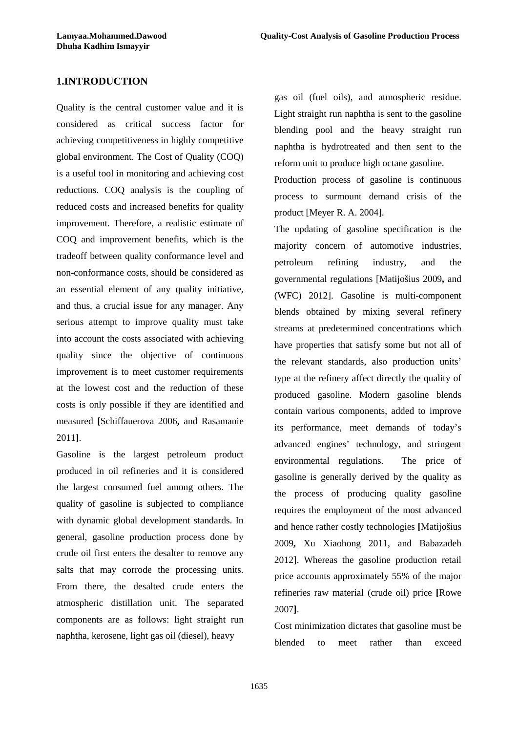## 1.INTRODUCTION

Quality is the central customer value and it is considered as critical success factor for achieving competitiveness in highly competitive global environment. The Cost of Quality (COQ) is a useful tool in monitoring and achieving cost reductions. COQ analysis is the coupling of reduced costs and increased benefits for quality improvement. Therefore, a realistic estimate of COQ and improvement benefits, which is the tradeoff between quality conformance level and non-conformance costs, should be considered as an essential element of any quality initiative, and thus, a crucial issue for any manager. Any serious attempt to improve quality must take into account the costs associated with achieving quality since the objective of continuous improvement is to meet customer requirements at the lowest cost and the reduction of these costs is only possible if they are identified and measured **[**Schiffauerova 2006**,** and Rasamanie 2011**]**.

Gasoline is the largest petroleum product produced in oil refineries and it is considered the largest consumed fuel among others. The quality of gasoline is subjected to compliance with dynamic global development standards. In general, gasoline production process done by crude oil first enters the desalter to remove any salts that may corrode the processing units. From there, the desalted crude enters the atmospheric distillation unit. The separated components are as follows: light straight run naphtha, kerosene, light gas oil (diesel), heavy gas oil (fuel oils), and atmospheric residue. Light straight run naphtha is sent to the gasoline blending pool and the heavy straight run naphtha is hydrotreated and then sent to the reform unit to produce high octane gasoline.

Production process of gasoline is continuous process to surmount demand crisis of the product [Meyer R. A. 2004].

The updating of gasoline specification is the majority concern of automotive industries, petroleum refining industry, and the governmental regulations [Matijošius 2009**,** and (WFC) 2012]. Gasoline is multi-component blends obtained by mixing several refinery streams at predetermined concentrations which have properties that satisfy some but not all of the relevant standards, also production units' type at the refinery affect directly the quality of produced gasoline. Modern gasoline blends contain various components, added to improve its performance, meet demands of today's advanced engines' technology, and stringent environmental regulations. The price of gasoline is generally derived by the quality as the process of producing quality gasoline requires the employment of the most advanced and hence rather costly technologies **[**Matijošius 2009**,** Xu Xiaohong 2011, and Babazadeh 2012]. Whereas the gasoline production retail price accounts approximately 55% of the major refineries raw material (crude oil) price **[**Rowe 2007**]**.

Cost minimization dictates that gasoline must be blended to meet rather than exceed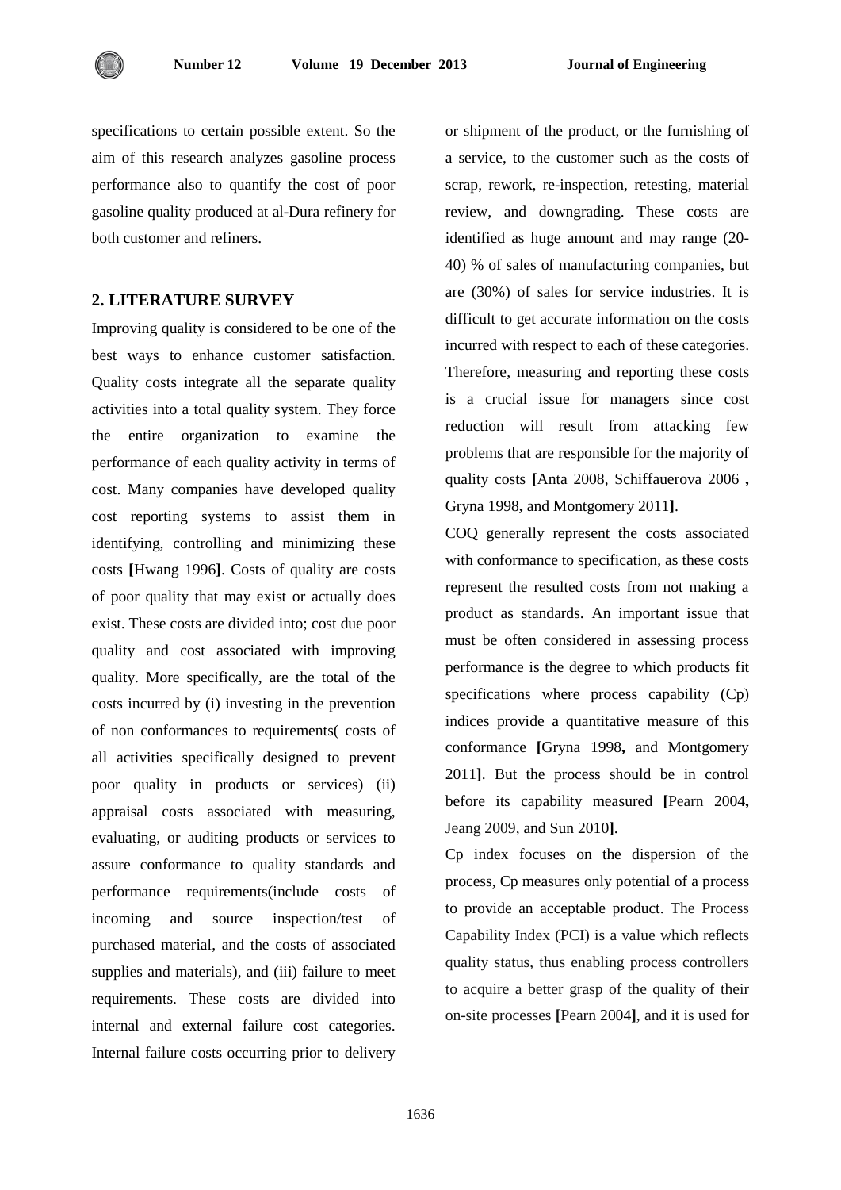specifications to certain possible extent. So the aim of this research analyzes gasoline process performance also to quantify the cost of poor gasoline quality produced at al-Dura refinery for both customer and refiners.

## 2. LITERATURE SURVEY

Improving quality is considered to be one of the best ways to enhance customer satisfaction. Quality costs integrate all the separate quality activities into a total quality system. They force the entire organization to examine the performance of each quality activity in terms of cost. Many companies have developed quality cost reporting systems to assist them in identifying, controlling and minimizing these costs **[**Hwang 1996**]**. Costs of quality are costs of poor quality that may exist or actually does exist. These costs are divided into; cost due poor quality and cost associated with improving quality. More specifically, are the total of the costs incurred by (i) investing in the prevention of non conformances to requirements( costs of all activities specifically designed to prevent poor quality in products or services) (ii) appraisal costs associated with measuring, evaluating, or auditing products or services to assure conformance to quality standards and performance requirements(include costs of incoming and source inspection/test of purchased material, and the costs of associated supplies and materials), and (iii) failure to meet requirements. These costs are divided into internal and external failure cost categories. Internal failure costs occurring prior to delivery or shipment of the product, or the furnishing of a service, to the customer such as the costs of scrap, rework, re-inspection, retesting, material review, and downgrading. These costs are identified as huge amount and may range (20-40) % of sales of manufacturing companies, but are (30%) of sales for service industries. It is difficult to get accurate information on the costs incurred with respect to each of these categories. Therefore, measuring and reporting these costs is a crucial issue for managers since cost reduction will result from attacking few problems that are responsible for the majority of quality costs **[**Anta 2008, Schiffauerova 2006 **,** Gryna 1998**,** and Montgomery 2011**]**.

COQ generally represent the costs associated with conformance to specification, as these costs represent the resulted costs from not making a product as standards. An important issue that must be often considered in assessing process performance is the degree to which products fit specifications where process capability (Cp) indices provide a quantitative measure of this conformance **[**Gryna 1998**,** and Montgomery 2011**]**. But the process should be in control before its capability measured **[**Pearn 2004**,** Jeang 2009, and Sun 2010**]**.

Cp index focuses on the dispersion of the process, Cp measures only potential of a process to provide an acceptable product. The Process Capability Index (PCI) is a value which reflects quality status, thus enabling process controllers to acquire a better grasp of the quality of their on-site processes **[**Pearn 2004**]**, and it is used for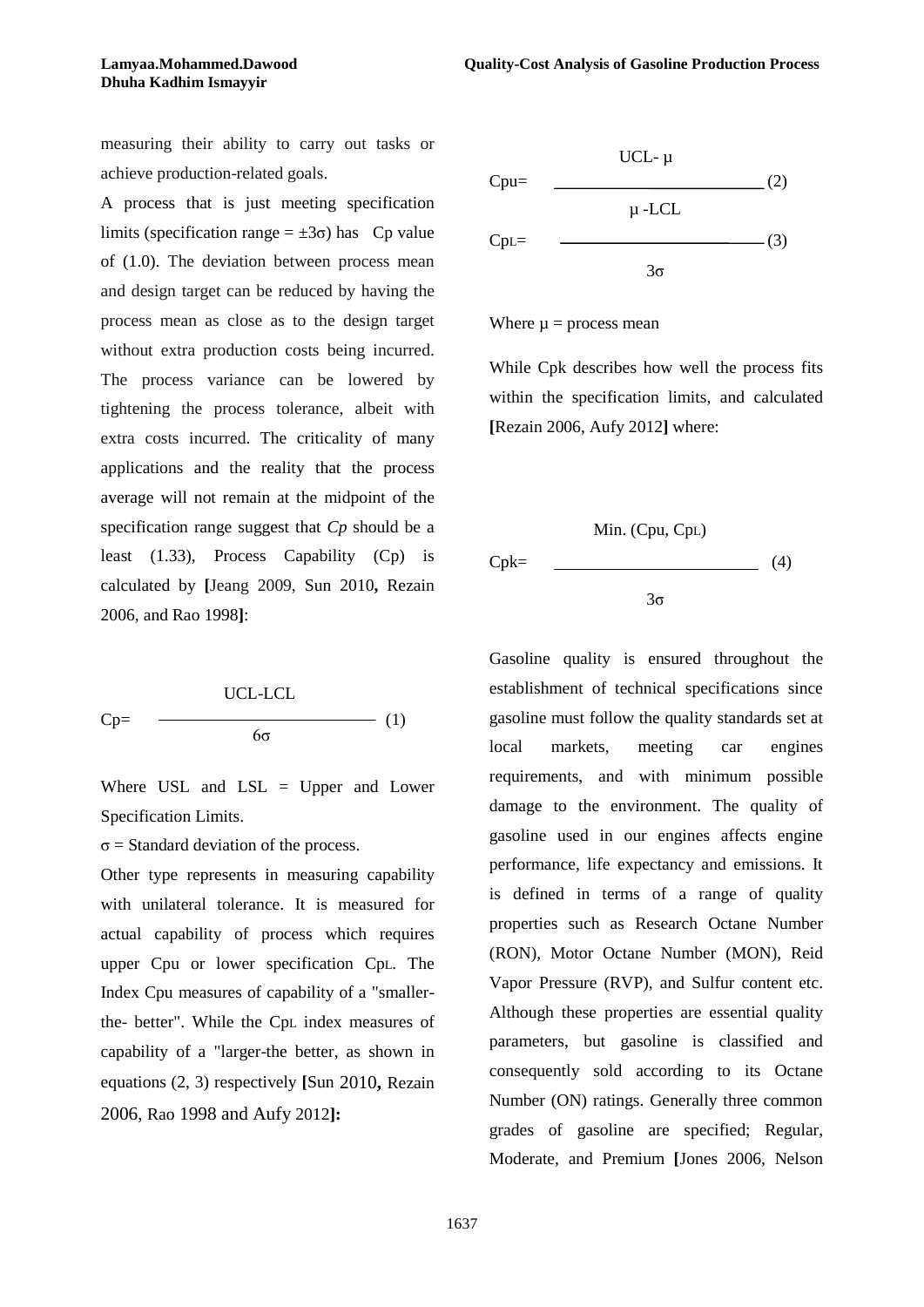measuring their ability to carry out tasks or achieve production-related goals.

A process that is just meeting specification limits (specification range = $\pm 3\sigma$) has Cp value of (1.0). The deviation between process mean and design target can be reduced by having the process mean as close as to the design target without extra production costs being incurred. The process variance can be lowered by tightening the process tolerance, albeit with extra costs incurred. The criticality of many applications and the reality that the process average will not remain at the midpoint of the specification range suggest that *Cp* should be a least (1.33), Process Capability (Cp) is calculated by **[**Jeang 2009, Sun 2010**,** Rezain 2006, and Rao 1998**]**:

$$Cp = \frac{UCL - LCL}{6\sigma} \quad (1)$$

Where USL and LSL = Upper and Lower Specification Limits.

$\sigma$ = Standard deviation of the process.

Other type represents in measuring capability with unilateral tolerance. It is measured for actual capability of process which requires upper Cpu or lower specification $Cp_L$. The Index Cpu measures of capability of a "smaller-the- better". While the $Cp_L$ index measures of capability of a "larger-the better, as shown in equations (2, 3) respectively **[**Sun 2010**,** Rezain 2006, Rao 1998 and Aufy 2012**]:**

$$Cpu = \frac{UCL - \mu}{} \quad (2)$$

$$Cp_L = \frac{\mu - LCL}{3\sigma} \quad (3)$$

Where $\mu$ = process mean

While Cpk describes how well the process fits within the specification limits, and calculated **[**Rezain 2006, Aufy 2012**]** where:

$$Cpk = \frac{\text{Min.}(Cpu, Cp_L)}{3\sigma} \quad (4)$$

Gasoline quality is ensured throughout the establishment of technical specifications since gasoline must follow the quality standards set at local markets, meeting car engines requirements, and with minimum possible damage to the environment. The quality of gasoline used in our engines affects engine performance, life expectancy and emissions. It is defined in terms of a range of quality properties such as Research Octane Number (RON), Motor Octane Number (MON), Reid Vapor Pressure (RVP), and Sulfur content etc. Although these properties are essential quality parameters, but gasoline is classified and consequently sold according to its Octane Number (ON) ratings. Generally three common grades of gasoline are specified; Regular, Moderate, and Premium **[**Jones 2006, Nelson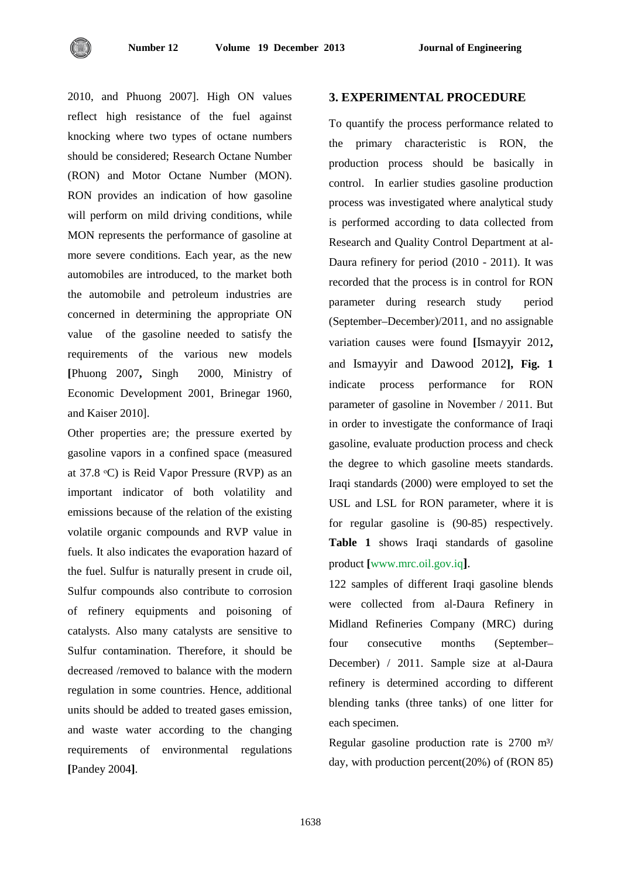2010, and Phuong 2007]. High ON values reflect high resistance of the fuel against knocking where two types of octane numbers should be considered; Research Octane Number (RON) and Motor Octane Number (MON). RON provides an indication of how gasoline will perform on mild driving conditions, while MON represents the performance of gasoline at more severe conditions. Each year, as the new automobiles are introduced, to the market both the automobile and petroleum industries are concerned in determining the appropriate ON value of the gasoline needed to satisfy the requirements of the various new models **[**Phuong 2007**,** Singh 2000, Ministry of Economic Development 2001, Brinegar 1960, and Kaiser 2010].

Other properties are; the pressure exerted by gasoline vapors in a confined space (measured at 37.8 °C) is Reid Vapor Pressure (RVP) as an important indicator of both volatility and emissions because of the relation of the existing volatile organic compounds and RVP value in fuels. It also indicates the evaporation hazard of the fuel. Sulfur is naturally present in crude oil, Sulfur compounds also contribute to corrosion of refinery equipments and poisoning of catalysts. Also many catalysts are sensitive to Sulfur contamination. Therefore, it should be decreased /removed to balance with the modern regulation in some countries. Hence, additional units should be added to treated gases emission, and waste water according to the changing requirements of environmental regulations **[**Pandey 2004**]**.

## 3. EXPERIMENTAL PROCEDURE

To quantify the process performance related to the primary characteristic is RON, the production process should be basically in control. In earlier studies gasoline production process was investigated where analytical study is performed according to data collected from Research and Quality Control Department at al-Daura refinery for period (2010 - 2011). It was recorded that the process is in control for RON parameter during research study period (September–December)/2011, and no assignable variation causes were found **[**Ismayyir 2012**,** and Ismayyir and Dawood 2012**], Fig. 1** indicate process performance for RON parameter of gasoline in November / 2011. But in order to investigate the conformance of Iraqi gasoline, evaluate production process and check the degree to which gasoline meets standards. Iraqi standards (2000) were employed to set the USL and LSL for RON parameter, where it is for regular gasoline is (90-85) respectively. **Table 1** shows Iraqi standards of gasoline product **[**www.mrc.oil.gov.iq**]**.

122 samples of different Iraqi gasoline blends were collected from al-Daura Refinery in Midland Refineries Company (MRC) during four consecutive months (September–December) / 2011. Sample size at al-Daura refinery is determined according to different blending tanks (three tanks) of one litter for each specimen.

Regular gasoline production rate is 2700 $m^3$/ day, with production percent(20%) of (RON 85)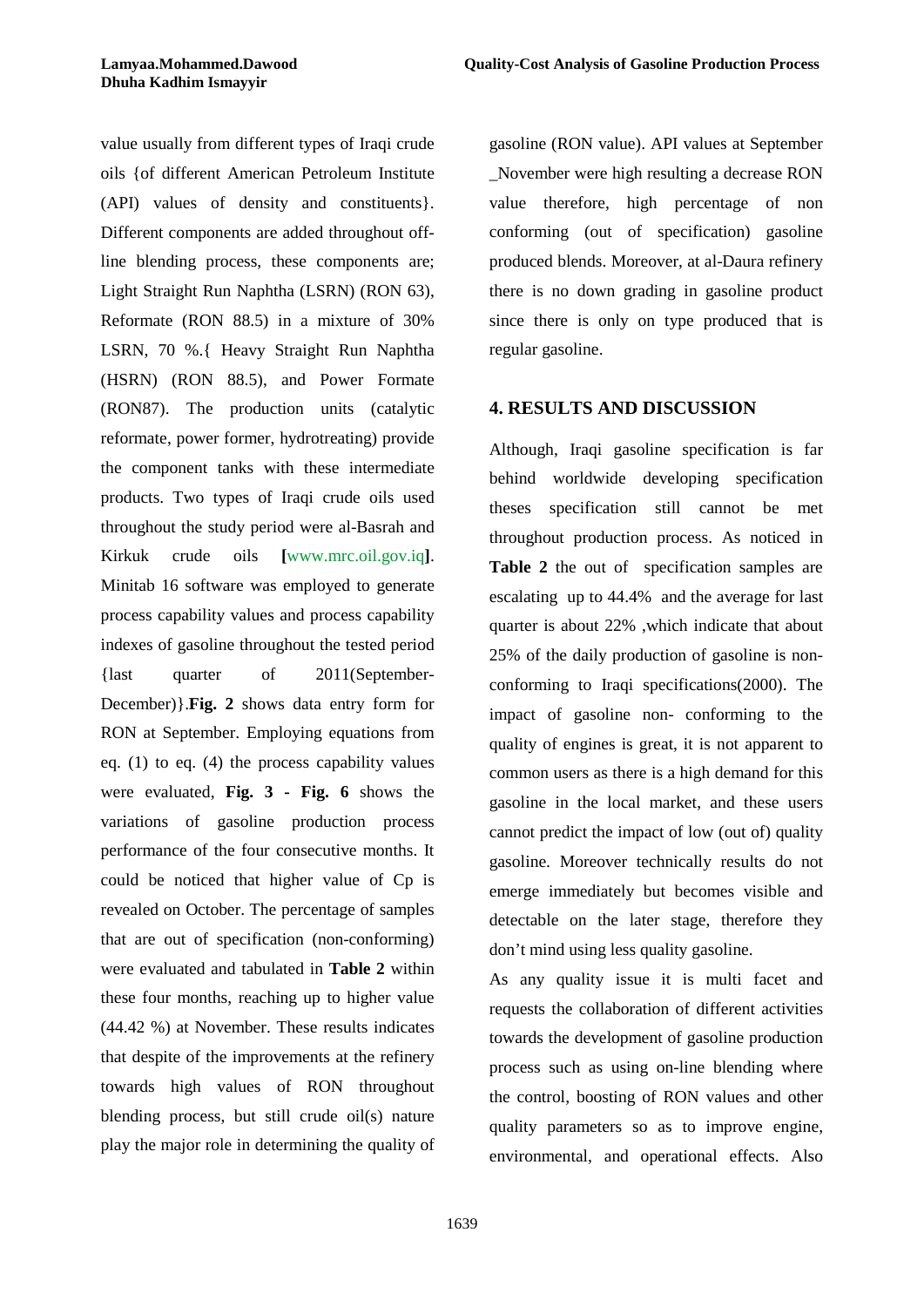value usually from different types of Iraqi crude oils {of different American Petroleum Institute (API) values of density and constituents}. Different components are added throughout off-line blending process, these components are; Light Straight Run Naphtha (LSRN) (RON 63), Reformate (RON 88.5) in a mixture of 30% LSRN, 70 %.{ Heavy Straight Run Naphtha (HSRN) (RON 88.5), and Power Formate (RON87). The production units (catalytic reformate, power former, hydrotreating) provide the component tanks with these intermediate products. Two types of Iraqi crude oils used throughout the study period were al-Basrah and Kirkuk crude oils **[**www.mrc.oil.gov.iq**]**. Minitab 16 software was employed to generate process capability values and process capability indexes of gasoline throughout the tested period {last quarter of 2011(September-December)}.**Fig. 2** shows data entry form for RON at September. Employing equations from eq. (1) to eq. (4) the process capability values were evaluated, **Fig. 3 - Fig. 6** shows the variations of gasoline production process performance of the four consecutive months. It could be noticed that higher value of Cp is revealed on October. The percentage of samples that are out of specification (non-conforming) were evaluated and tabulated in **Table 2** within these four months, reaching up to higher value (44.42 %) at November. These results indicates that despite of the improvements at the refinery towards high values of RON throughout blending process, but still crude oil(s) nature play the major role in determining the quality of gasoline (RON value). API values at September _November were high resulting a decrease RON value therefore, high percentage of non conforming (out of specification) gasoline produced blends. Moreover, at al-Daura refinery there is no down grading in gasoline product since there is only on type produced that is regular gasoline.

## 4. RESULTS AND DISCUSSION

Although, Iraqi gasoline specification is far behind worldwide developing specification theses specification still cannot be met throughout production process. As noticed in **Table 2** the out of specification samples are escalating up to 44.4% and the average for last quarter is about 22% ,which indicate that about 25% of the daily production of gasoline is non-conforming to Iraqi specifications(2000). The impact of gasoline non- conforming to the quality of engines is great, it is not apparent to common users as there is a high demand for this gasoline in the local market, and these users cannot predict the impact of low (out of) quality gasoline. Moreover technically results do not emerge immediately but becomes visible and detectable on the later stage, therefore they don't mind using less quality gasoline.

As any quality issue it is multi facet and requests the collaboration of different activities towards the development of gasoline production process such as using on-line blending where the control, boosting of RON values and other quality parameters so as to improve engine, environmental, and operational effects. Also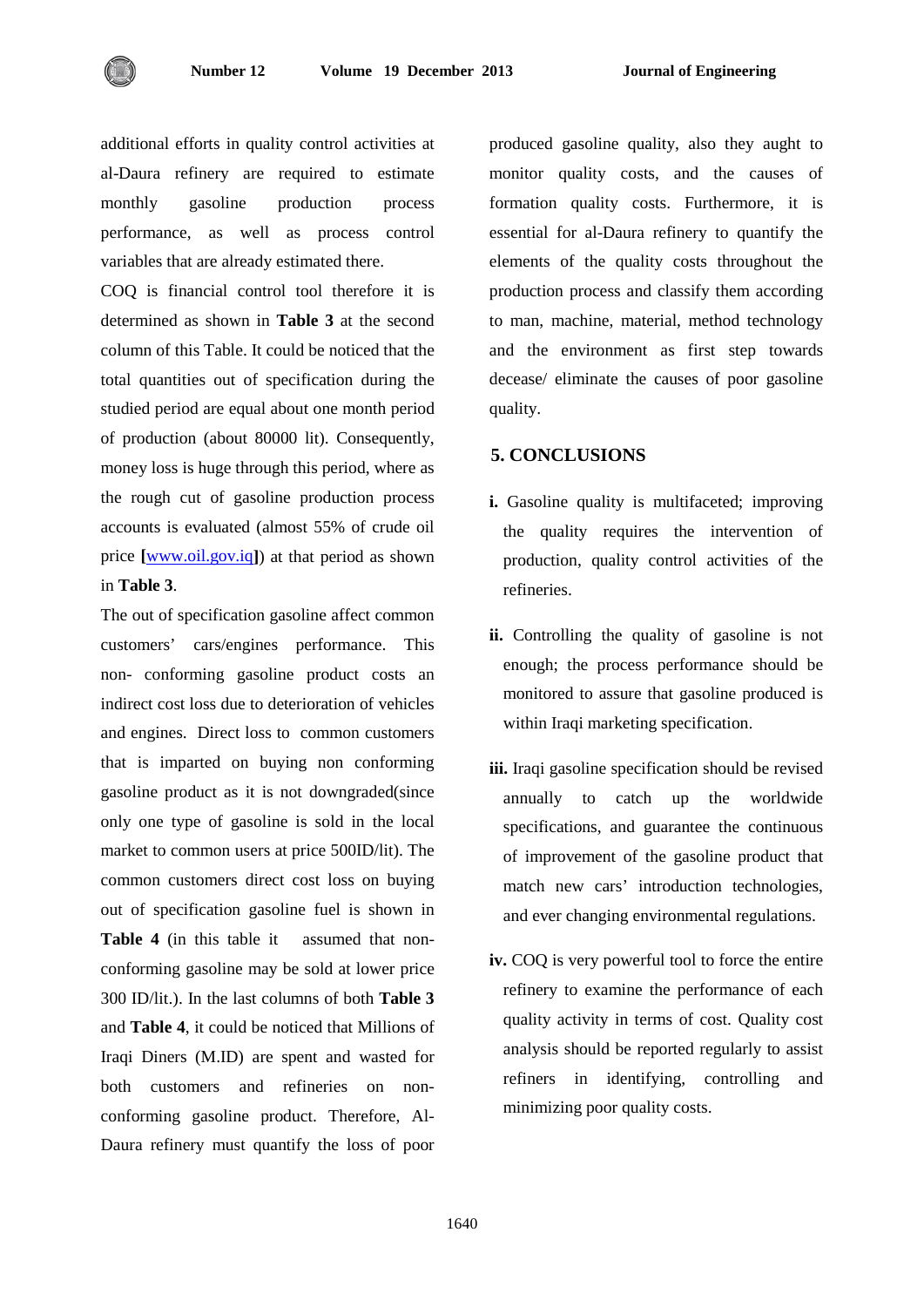additional efforts in quality control activities at al-Daura refinery are required to estimate monthly gasoline production process performance, as well as process control variables that are already estimated there.

COQ is financial control tool therefore it is determined as shown in **Table 3** at the second column of this Table. It could be noticed that the total quantities out of specification during the studied period are equal about one month period of production (about 80000 lit). Consequently, money loss is huge through this period, where as the rough cut of gasoline production process accounts is evaluated (almost 55% of crude oil price **[**www.oil.gov.iq**]**) at that period as shown in **Table 3**.

The out of specification gasoline affect common customers' cars/engines performance. This non- conforming gasoline product costs an indirect cost loss due to deterioration of vehicles and engines. Direct loss to common customers that is imparted on buying non conforming gasoline product as it is not downgraded(since only one type of gasoline is sold in the local market to common users at price 500ID/lit). The common customers direct cost loss on buying out of specification gasoline fuel is shown in **Table 4** (in this table it assumed that non-conforming gasoline may be sold at lower price 300 ID/lit.). In the last columns of both **Table 3** and **Table 4**, it could be noticed that Millions of Iraqi Diners (M.ID) are spent and wasted for both customers and refineries on non-conforming gasoline product. Therefore, Al-Daura refinery must quantify the loss of poor produced gasoline quality, also they aught to monitor quality costs, and the causes of formation quality costs. Furthermore, it is essential for al-Daura refinery to quantify the elements of the quality costs throughout the production process and classify them according to man, machine, material, method technology and the environment as first step towards decease/ eliminate the causes of poor gasoline quality.

## 5. CONCLUSIONS

**i.** Gasoline quality is multifaceted; improving the quality requires the intervention of production, quality control activities of the refineries.

**ii.** Controlling the quality of gasoline is not enough; the process performance should be monitored to assure that gasoline produced is within Iraqi marketing specification.

**iii.** Iraqi gasoline specification should be revised annually to catch up the worldwide specifications, and guarantee the continuous of improvement of the gasoline product that match new cars' introduction technologies, and ever changing environmental regulations.

**iv.** COQ is very powerful tool to force the entire refinery to examine the performance of each quality activity in terms of cost. Quality cost analysis should be reported regularly to assist refiners in identifying, controlling and minimizing poor quality costs.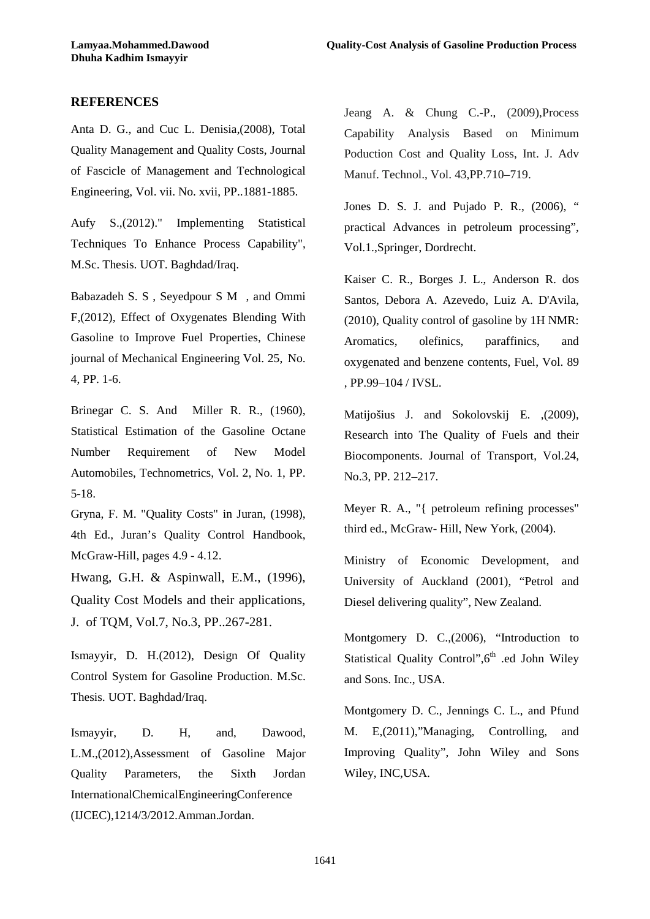## REFERENCES

Anta D. G., and Cuc L. Denisia,(2008), Total Quality Management and Quality Costs, Journal of Fascicle of Management and Technological Engineering, Vol. vii. No. xvii, PP..1881-1885.

Aufy S.,(2012)." Implementing Statistical Techniques To Enhance Process Capability", M.Sc. Thesis. UOT. Baghdad/Iraq.

Babazadeh S. S , Seyedpour S M , and Ommi F,(2012), Effect of Oxygenates Blending With Gasoline to Improve Fuel Properties, Chinese journal of Mechanical Engineering Vol. 25, No. 4, PP. 1-6.

Brinegar C. S. And Miller R. R., (1960), Statistical Estimation of the Gasoline Octane Number Requirement of New Model Automobiles, Technometrics, Vol. 2, No. 1, PP. 5-18.

Gryna, F. M. "Quality Costs" in Juran, (1998), 4th Ed., Juran's Quality Control Handbook, McGraw-Hill, pages 4.9 - 4.12.

Hwang, G.H. & Aspinwall, E.M., (1996), Quality Cost Models and their applications, J. of TQM, Vol.7, No.3, PP..267-281.

Ismayyir, D. H.(2012), Design Of Quality Control System for Gasoline Production. M.Sc. Thesis. UOT. Baghdad/Iraq.

Ismayyir, D. H, and, Dawood, L.M.,(2012),Assessment of Gasoline Major Quality Parameters, the Sixth Jordan InternationalChemicalEngineeringConference (IJCEC),1214/3/2012.Amman.Jordan.

Jeang A. & Chung C.-P., (2009),Process Capability Analysis Based on Minimum Poduction Cost and Quality Loss, Int. J. Adv Manuf. Technol., Vol. 43,PP.710–719.

Jones D. S. J. and Pujado P. R., (2006), " practical Advances in petroleum processing", Vol.1.,Springer, Dordrecht.

Kaiser C. R., Borges J. L., Anderson R. dos Santos, Debora A. Azevedo, Luiz A. D'Avila, (2010), Quality control of gasoline by 1H NMR: Aromatics, olefinics, paraffinics, and oxygenated and benzene contents, Fuel, Vol. 89 , PP.99–104 / IVSL.

Matijošius J. and Sokolovskij E. ,(2009), Research into The Quality of Fuels and their Biocomponents. Journal of Transport, Vol.24, No.3, PP. 212–217.

Meyer R. A., "{ petroleum refining processes" third ed., McGraw- Hill, New York, (2004).

Ministry of Economic Development, and University of Auckland (2001), "Petrol and Diesel delivering quality", New Zealand.

Montgomery D. C.,(2006), "Introduction to Statistical Quality Control",6th .ed John Wiley and Sons. Inc., USA.

Montgomery D. C., Jennings C. L., and Pfund M. E,(2011),"Managing, Controlling, and Improving Quality", John Wiley and Sons Wiley, INC,USA.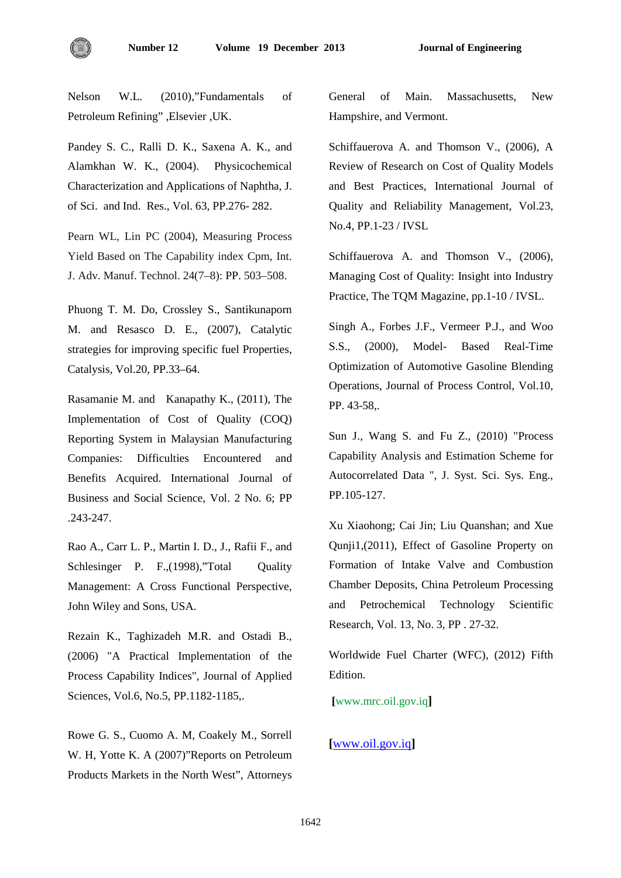Nelson W.L. (2010),”Fundamentals of Petroleum Refining” ,Elsevier ,UK.

Pandey S. C., Ralli D. K., Saxena A. K., and Alamkhan W. K., (2004). Physicochemical Characterization and Applications of Naphtha, J. of Sci. and Ind. Res., Vol. 63, PP.276- 282.

Pearn WL, Lin PC (2004), Measuring Process Yield Based on The Capability index Cpm, Int. J. Adv. Manuf. Technol. 24(7–8): PP. 503–508.

Phuong T. M. Do, Crossley S., Santikunaporn M. and Resasco D. E., (2007), Catalytic strategies for improving specific fuel Properties, Catalysis, Vol.20, PP.33–64.

Rasamanie M. and Kanapathy K., (2011), The Implementation of Cost of Quality (COQ) Reporting System in Malaysian Manufacturing Companies: Difficulties Encountered and Benefits Acquired. International Journal of Business and Social Science, Vol. 2 No. 6; PP .243-247.

Rao A., Carr L. P., Martin I. D., J., Rafii F., and Schlesinger P. F.,(1998),”Total Quality Management: A Cross Functional Perspective, John Wiley and Sons, USA.

Rezain K., Taghizadeh M.R. and Ostadi B., (2006) "A Practical Implementation of the Process Capability Indices", Journal of Applied Sciences, Vol.6, No.5, PP.1182-1185,.

Rowe G. S., Cuomo A. M, Coakely M., Sorrell W. H, Yotte K. A (2007)”Reports on Petroleum Products Markets in the North West”, Attorneys General of Main. Massachusetts, New Hampshire, and Vermont.

Schiffauerova A. and Thomson V., (2006), A Review of Research on Cost of Quality Models and Best Practices, International Journal of Quality and Reliability Management, Vol.23, No.4, PP.1-23 / IVSL

Schiffauerova A. and Thomson V., (2006), Managing Cost of Quality: Insight into Industry Practice, The TQM Magazine, pp.1-10 / IVSL.

Singh A., Forbes J.F., Vermeer P.J., and Woo S.S., (2000), Model- Based Real-Time Optimization of Automotive Gasoline Blending Operations, Journal of Process Control, Vol.10, PP. 43-58,.

Sun J., Wang S. and Fu Z., (2010) "Process Capability Analysis and Estimation Scheme for Autocorrelated Data ", J. Syst. Sci. Sys. Eng., PP.105-127.

Xu Xiaohong; Cai Jin; Liu Quanshan; and Xue Qunji1,(2011), Effect of Gasoline Property on Formation of Intake Valve and Combustion Chamber Deposits, China Petroleum Processing and Petrochemical Technology Scientific Research, Vol. 13, No. 3, PP . 27-32.

Worldwide Fuel Charter (WFC), (2012) Fifth Edition.

[www.mrc.oil.gov.iq]

[www.oil.gov.iq]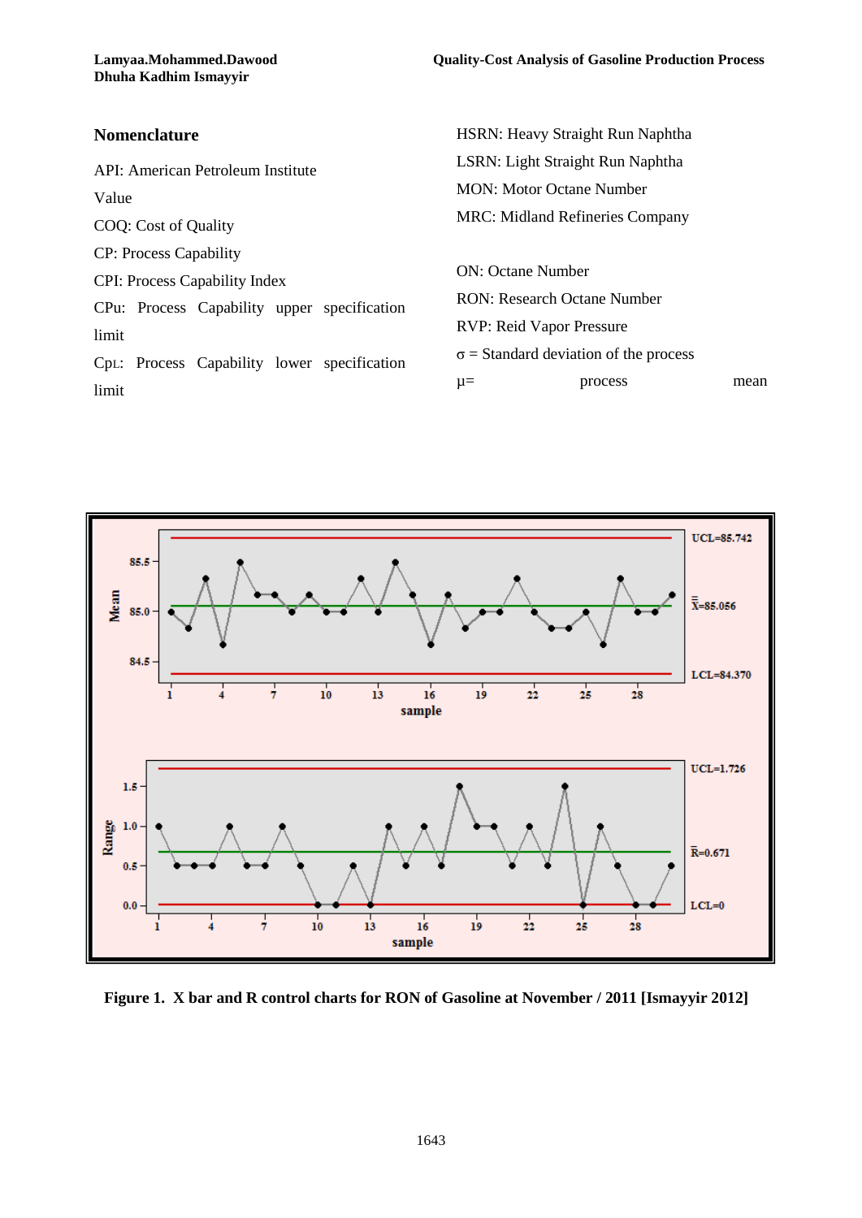## Nomenclature

API: American Petroleum Institute Value

COQ: Cost of Quality

CP: Process Capability

CPI: Process Capability Index

CPu: Process Capability upper specification limit

CpL: Process Capability lower specification limit

HSRN: Heavy Straight Run Naphtha

LSRN: Light Straight Run Naphtha

MON: Motor Octane Number

MRC: Midland Refineries Company

ON: Octane Number

RON: Research Octane Number

RVP: Reid Vapor Pressure

$\sigma$ = Standard deviation of the process

$\mu$= process mean

**Figure 1. X bar and R control charts for RON of Gasoline at November / 2011 [Ismayyir 2012]**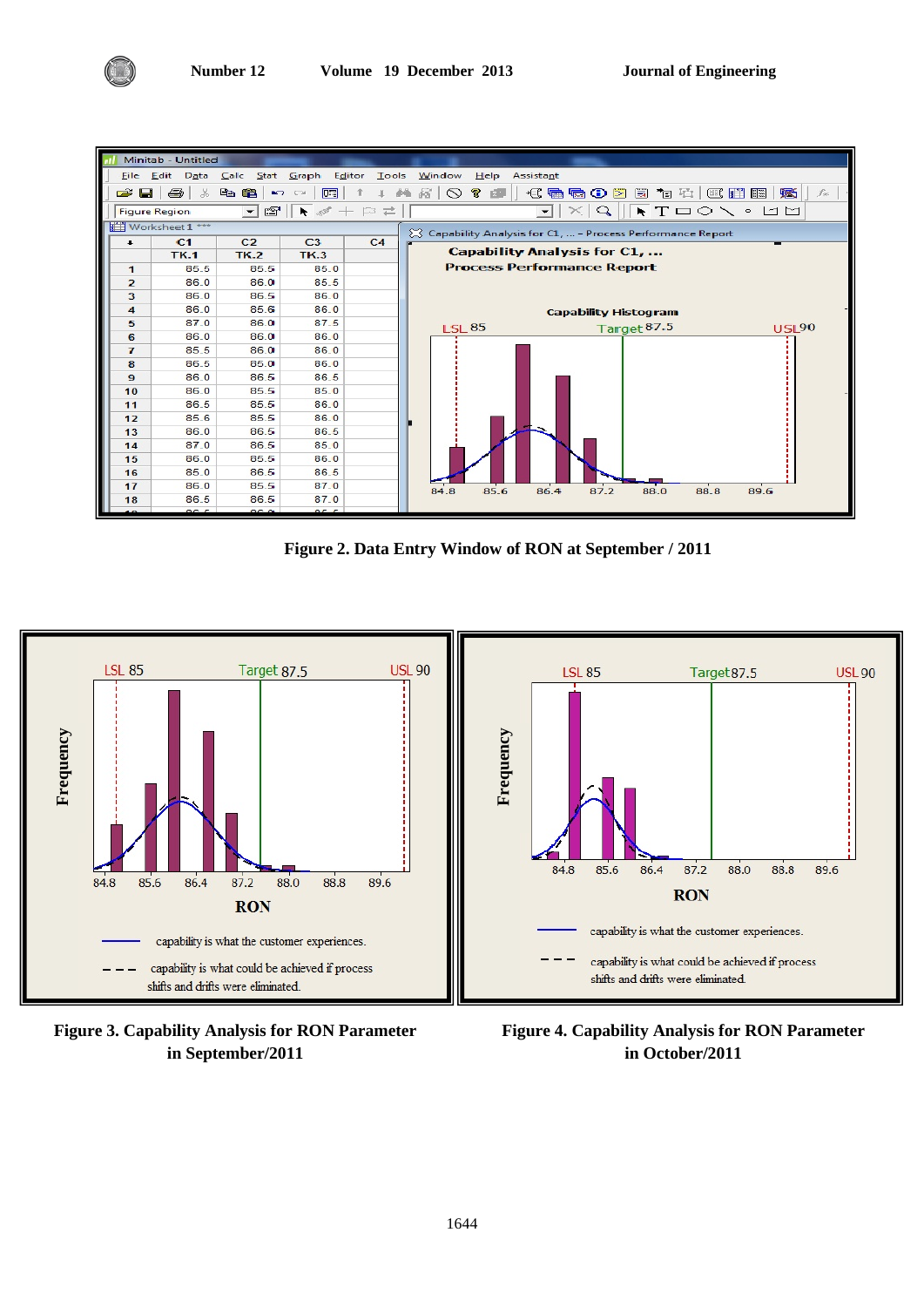Figure 2. Data Entry Window of RON at September / 2011

Figure 3. Capability Analysis for RON Parameter in September/2011

Figure 4. Capability Analysis for RON Parameter in October/2011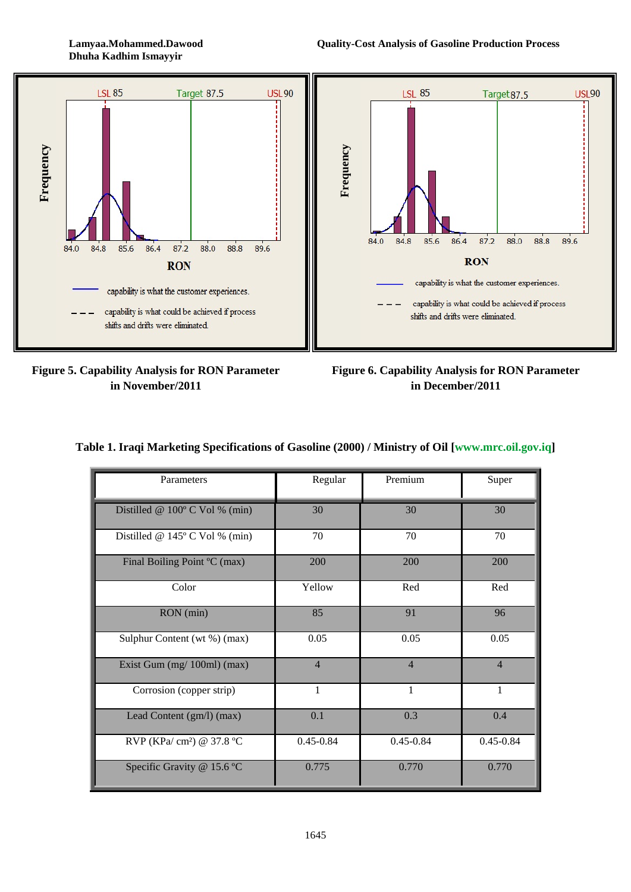Figure 5. Capability Analysis for RON Parameter in November/2011

Figure 6. Capability Analysis for RON Parameter in December/2011

**Table 1. Iraqi Marketing Specifications of Gasoline (2000) / Ministry of Oil [www.mrc.oil.gov.iq]**

| Parameters | Regular | Premium | Super |
|---|---|---|---|
| Distilled @ 100º C Vol % (min) | 30 | 30 | 30 |
| Distilled @ 145º C Vol % (min) | 70 | 70 | 70 |
| Final Boiling Point ºC (max) | 200 | 200 | 200 |
| Color | Yellow | Red | Red |
| RON (min) | 85 | 91 | 96 |
| Sulphur Content (wt %) (max) | 0.05 | 0.05 | 0.05 |
| Exist Gum (mg/ 100ml) (max) | 4 | 4 | 4 |
| Corrosion (copper strip) | 1 | 1 | 1 |
| Lead Content (gm/l) (max) | 0.1 | 0.3 | 0.4 |
| RVP (KPa/ cm²) @ 37.8 ºC | 0.45-0.84 | 0.45-0.84 | 0.45-0.84 |
| Specific Gravity @ 15.6 ºC | 0.775 | 0.770 | 0.770 |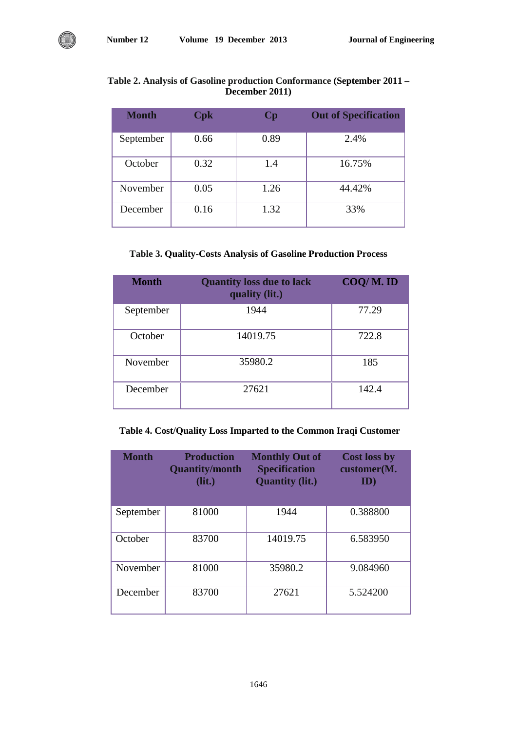**Table 2. Analysis of Gasoline production Conformance (September 2011 – December 2011)**

| Month | Cpk | Cp | Out of Specification |
| --- | --- | --- | --- |
| September | 0.66 | 0.89 | 2.4% |
| October | 0.32 | 1.4 | 16.75% |
| November | 0.05 | 1.26 | 44.42% |
| December | 0.16 | 1.32 | 33% |

**Table 3. Quality-Costs Analysis of Gasoline Production Process**

| Month | Quantity loss due to lack quality (lit.) | COQ/ M. ID |
| --- | --- | --- |
| September | 1944 | 77.29 |
| October | 14019.75 | 722.8 |
| November | 35980.2 | 185 |
| December | 27621 | 142.4 |

**Table 4. Cost/Quality Loss Imparted to the Common Iraqi Customer**

| Month | Production Quantity/month (lit.) | Monthly Out of Specification Quantity (lit.) | Cost loss by customer(M. ID) |
| --- | --- | --- | --- |
| September | 81000 | 1944 | 0.388800 |
| October | 83700 | 14019.75 | 6.583950 |
| November | 81000 | 35980.2 | 9.084960 |
| December | 83700 | 27621 | 5.524200 |